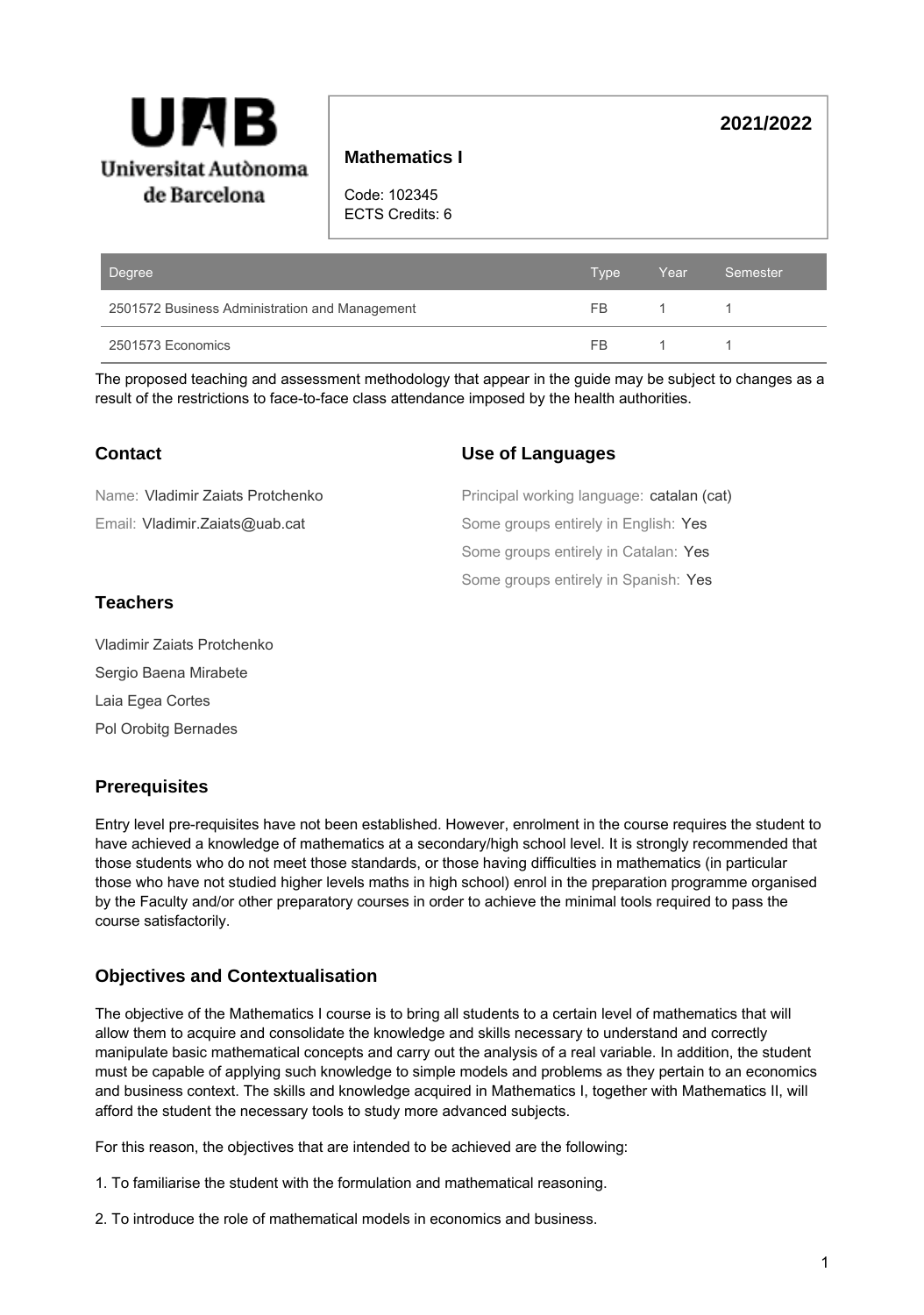Universitat Autònoma de Barcelona

# Mathematics I

Code: 102345
ECTS Credits: 6

2021/2022

| Degree | Type | Year | Semester |
|---|---|---|---|
| 2501572 Business Administration and Management | FB | 1 | 1 |
| 2501573 Economics | FB | 1 | 1 |

The proposed teaching and assessment methodology that appear in the guide may be subject to changes as a result of the restrictions to face-to-face class attendance imposed by the health authorities.

## Contact

Name: Vladimir Zaiats Protchenko

Email: Vladimir.Zaiats@uab.cat

## Use of Languages

Principal working language: catalan (cat)

Some groups entirely in English: Yes

Some groups entirely in Catalan: Yes

Some groups entirely in Spanish: Yes

## Teachers

Vladimir Zaiats Protchenko

Sergio Baena Mirabete

Laia Egea Cortes

Pol Orobitg Bernades

## Prerequisites

Entry level pre-requisites have not been established. However, enrolment in the course requires the student to have achieved a knowledge of mathematics at a secondary/high school level. It is strongly recommended that those students who do not meet those standards, or those having difficulties in mathematics (in particular those who have not studied higher levels maths in high school) enrol in the preparation programme organised by the Faculty and/or other preparatory courses in order to achieve the minimal tools required to pass the course satisfactorily.

## Objectives and Contextualisation

The objective of the Mathematics I course is to bring all students to a certain level of mathematics that will allow them to acquire and consolidate the knowledge and skills necessary to understand and correctly manipulate basic mathematical concepts and carry out the analysis of a real variable. In addition, the student must be capable of applying such knowledge to simple models and problems as they pertain to an economics and business context. The skills and knowledge acquired in Mathematics I, together with Mathematics II, will afford the student the necessary tools to study more advanced subjects.

For this reason, the objectives that are intended to be achieved are the following:

1. To familiarise the student with the formulation and mathematical reasoning.

2. To introduce the role of mathematical models in economics and business.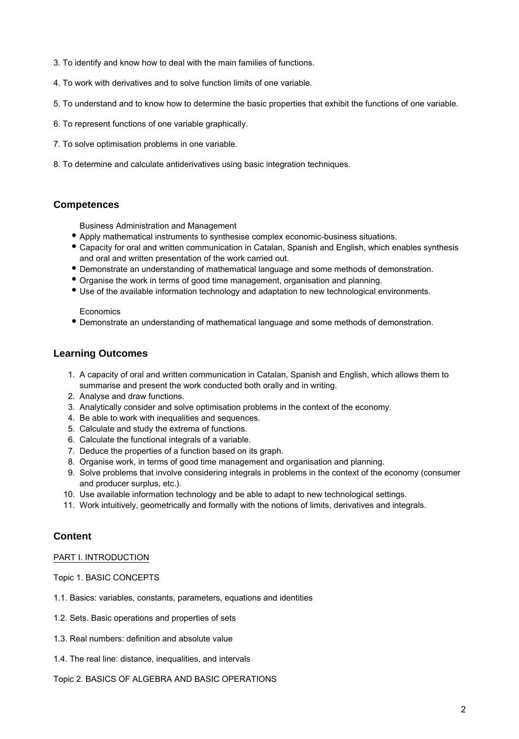3. To identify and know how to deal with the main families of functions.

4. To work with derivatives and to solve function limits of one variable.

5. To understand and to know how to determine the basic properties that exhibit the functions of one variable.

6. To represent functions of one variable graphically.

7. To solve optimisation problems in one variable.

8. To determine and calculate antiderivatives using basic integration techniques.

## Competences

Business Administration and Management

- Apply mathematical instruments to synthesise complex economic-business situations.
- Capacity for oral and written communication in Catalan, Spanish and English, which enables synthesis and oral and written presentation of the work carried out.
- Demonstrate an understanding of mathematical language and some methods of demonstration.
- Organise the work in terms of good time management, organisation and planning.
- Use of the available information technology and adaptation to new technological environments.

Economics

- Demonstrate an understanding of mathematical language and some methods of demonstration.

## Learning Outcomes

1. A capacity of oral and written communication in Catalan, Spanish and English, which allows them to summarise and present the work conducted both orally and in writing.
2. Analyse and draw functions.
3. Analytically consider and solve optimisation problems in the context of the economy.
4. Be able to work with inequalities and sequences.
5. Calculate and study the extrema of functions.
6. Calculate the functional integrals of a variable.
7. Deduce the properties of a function based on its graph.
8. Organise work, in terms of good time management and organisation and planning.
9. Solve problems that involve considering integrals in problems in the context of the economy (consumer and producer surplus, etc.).
10. Use available information technology and be able to adapt to new technological settings.
11. Work intuitively, geometrically and formally with the notions of limits, derivatives and integrals.

## Content

PART I. INTRODUCTION

Topic 1. BASIC CONCEPTS

1.1. Basics: variables, constants, parameters, equations and identities

1.2. Sets. Basic operations and properties of sets

1.3. Real numbers: definition and absolute value

1.4. The real line: distance, inequalities, and intervals

Topic 2. BASICS OF ALGEBRA AND BASIC OPERATIONS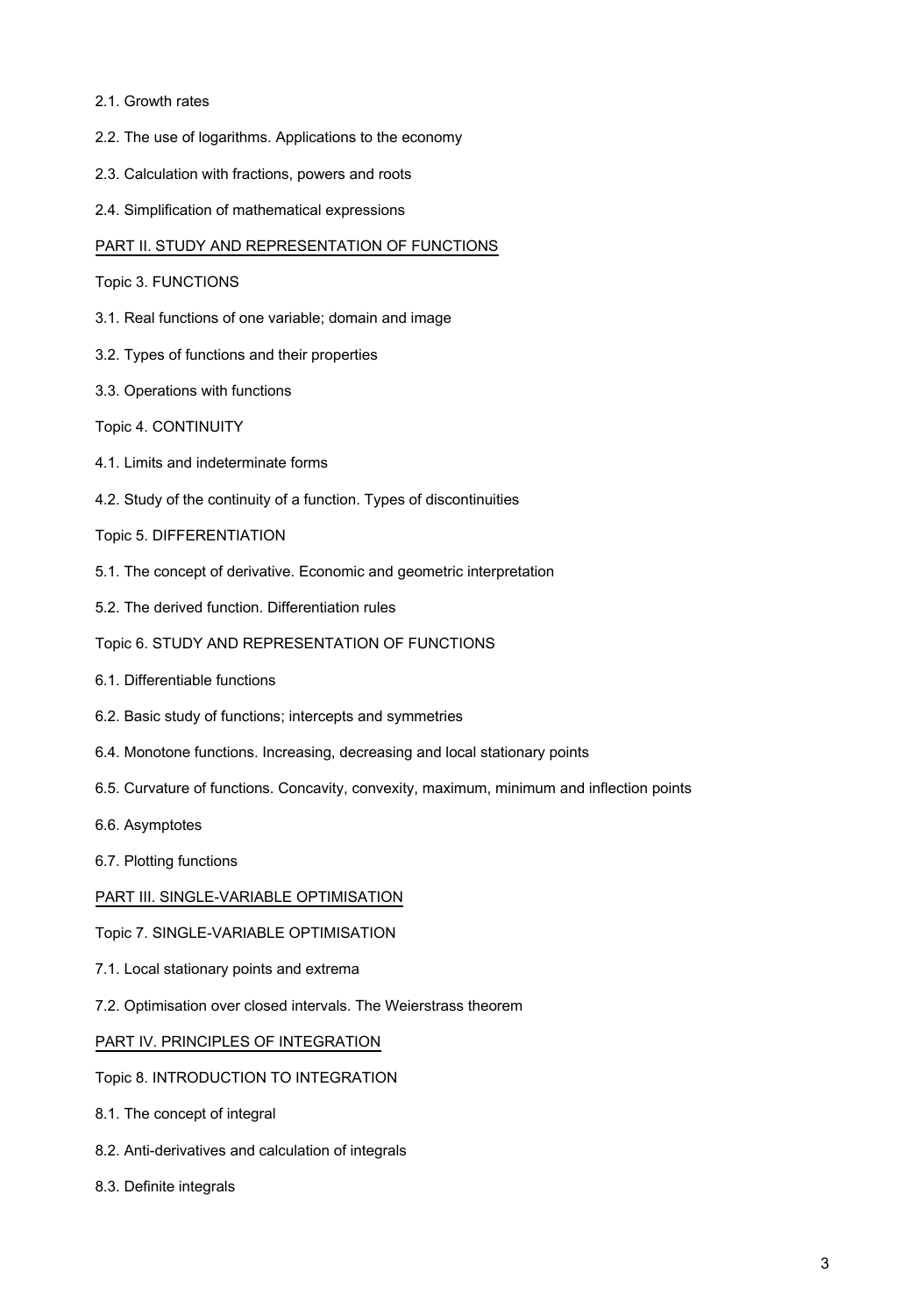2.1. Growth rates

2.2. The use of logarithms. Applications to the economy

2.3. Calculation with fractions, powers and roots

2.4. Simplification of mathematical expressions

## PART II. STUDY AND REPRESENTATION OF FUNCTIONS

### Topic 3. FUNCTIONS

3.1. Real functions of one variable; domain and image

3.2. Types of functions and their properties

3.3. Operations with functions

### Topic 4. CONTINUITY

4.1. Limits and indeterminate forms

4.2. Study of the continuity of a function. Types of discontinuities

### Topic 5. DIFFERENTIATION

5.1. The concept of derivative. Economic and geometric interpretation

5.2. The derived function. Differentiation rules

### Topic 6. STUDY AND REPRESENTATION OF FUNCTIONS

6.1. Differentiable functions

6.2. Basic study of functions; intercepts and symmetries

6.4. Monotone functions. Increasing, decreasing and local stationary points

6.5. Curvature of functions. Concavity, convexity, maximum, minimum and inflection points

6.6. Asymptotes

6.7. Plotting functions

## PART III. SINGLE-VARIABLE OPTIMISATION

### Topic 7. SINGLE-VARIABLE OPTIMISATION

7.1. Local stationary points and extrema

7.2. Optimisation over closed intervals. The Weierstrass theorem

## PART IV. PRINCIPLES OF INTEGRATION

### Topic 8. INTRODUCTION TO INTEGRATION

8.1. The concept of integral

8.2. Anti-derivatives and calculation of integrals

8.3. Definite integrals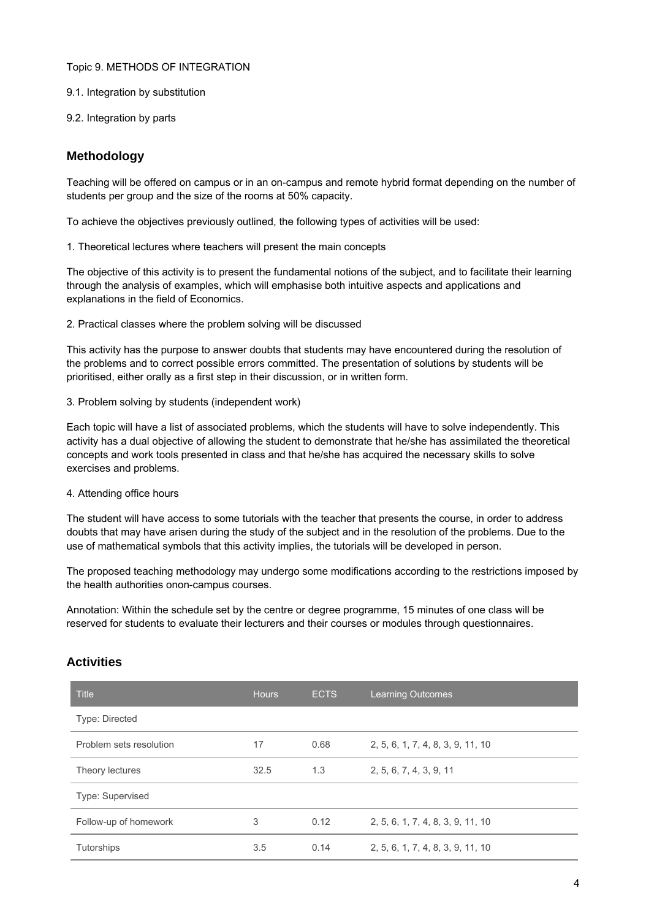Topic 9. METHODS OF INTEGRATION

9.1. Integration by substitution

9.2. Integration by parts

## Methodology

Teaching will be offered on campus or in an on-campus and remote hybrid format depending on the number of students per group and the size of the rooms at 50% capacity.

To achieve the objectives previously outlined, the following types of activities will be used:

1. Theoretical lectures where teachers will present the main concepts

The objective of this activity is to present the fundamental notions of the subject, and to facilitate their learning through the analysis of examples, which will emphasise both intuitive aspects and applications and explanations in the field of Economics.

2. Practical classes where the problem solving will be discussed

This activity has the purpose to answer doubts that students may have encountered during the resolution of the problems and to correct possible errors committed. The presentation of solutions by students will be prioritised, either orally as a first step in their discussion, or in written form.

3. Problem solving by students (independent work)

Each topic will have a list of associated problems, which the students will have to solve independently. This activity has a dual objective of allowing the student to demonstrate that he/she has assimilated the theoretical concepts and work tools presented in class and that he/she has acquired the necessary skills to solve exercises and problems.

4. Attending office hours

The student will have access to some tutorials with the teacher that presents the course, in order to address doubts that may have arisen during the study of the subject and in the resolution of the problems. Due to the use of mathematical symbols that this activity implies, the tutorials will be developed in person.

The proposed teaching methodology may undergo some modifications according to the restrictions imposed by the health authorities onon-campus courses.

Annotation: Within the schedule set by the centre or degree programme, 15 minutes of one class will be reserved for students to evaluate their lecturers and their courses or modules through questionnaires.

## Activities

| Title | Hours | ECTS | Learning Outcomes |
|---|---|---|---|
| Type: Directed | | | |
| Problem sets resolution | 17 | 0.68 | 2, 5, 6, 1, 7, 4, 8, 3, 9, 11, 10 |
| Theory lectures | 32.5 | 1.3 | 2, 5, 6, 7, 4, 3, 9, 11 |
| Type: Supervised | | | |
| Follow-up of homework | 3 | 0.12 | 2, 5, 6, 1, 7, 4, 8, 3, 9, 11, 10 |
| Tutorships | 3.5 | 0.14 | 2, 5, 6, 1, 7, 4, 8, 3, 9, 11, 10 |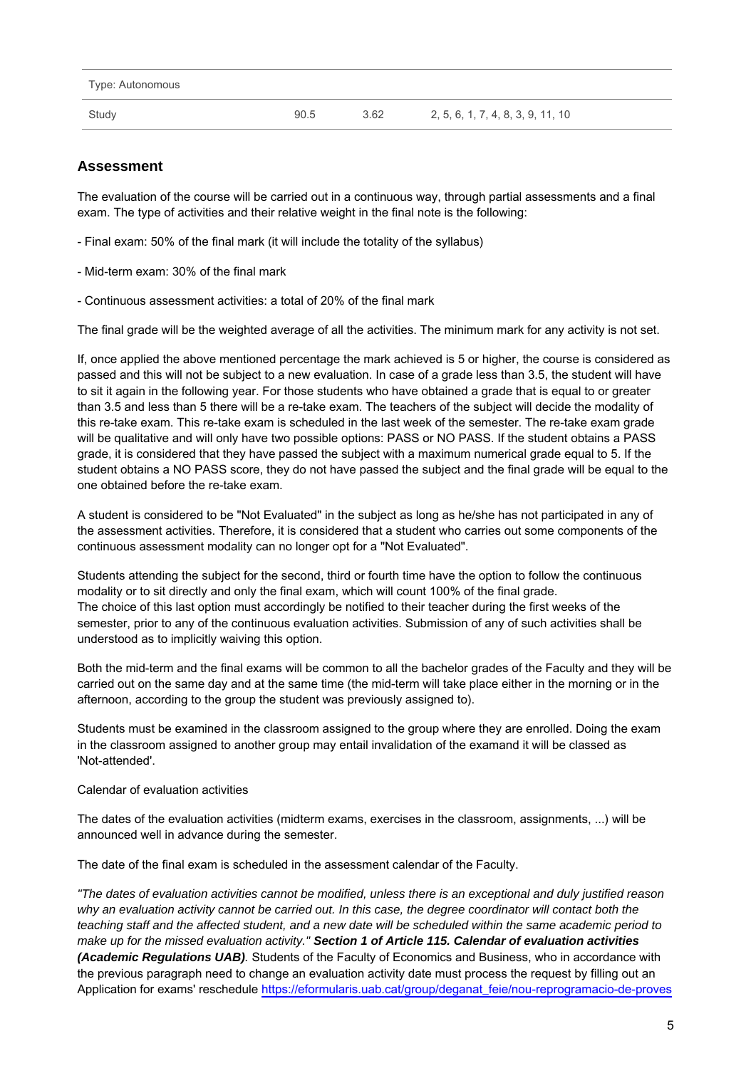| Type: Autonomous | | | |
|---|---|---|---|
| Study | 90.5 | 3.62 | 2, 5, 6, 1, 7, 4, 8, 3, 9, 11, 10 |

## Assessment

The evaluation of the course will be carried out in a continuous way, through partial assessments and a final exam. The type of activities and their relative weight in the final note is the following:

- Final exam: 50% of the final mark (it will include the totality of the syllabus)

- Mid-term exam: 30% of the final mark

- Continuous assessment activities: a total of 20% of the final mark

The final grade will be the weighted average of all the activities. The minimum mark for any activity is not set.

If, once applied the above mentioned percentage the mark achieved is 5 or higher, the course is considered as passed and this will not be subject to a new evaluation. In case of a grade less than 3.5, the student will have to sit it again in the following year. For those students who have obtained a grade that is equal to or greater than 3.5 and less than 5 there will be a re-take exam. The teachers of the subject will decide the modality of this re-take exam. This re-take exam is scheduled in the last week of the semester. The re-take exam grade will be qualitative and will only have two possible options: PASS or NO PASS. If the student obtains a PASS grade, it is considered that they have passed the subject with a maximum numerical grade equal to 5. If the student obtains a NO PASS score, they do not have passed the subject and the final grade will be equal to the one obtained before the re-take exam.

A student is considered to be "Not Evaluated" in the subject as long as he/she has not participated in any of the assessment activities. Therefore, it is considered that a student who carries out some components of the continuous assessment modality can no longer opt for a "Not Evaluated".

Students attending the subject for the second, third or fourth time have the option to follow the continuous modality or to sit directly and only the final exam, which will count 100% of the final grade.
The choice of this last option must accordingly be notified to their teacher during the first weeks of the semester, prior to any of the continuous evaluation activities. Submission of any of such activities shall be understood as to implicitly waiving this option.

Both the mid-term and the final exams will be common to all the bachelor grades of the Faculty and they will be carried out on the same day and at the same time (the mid-term will take place either in the morning or in the afternoon, according to the group the student was previously assigned to).

Students must be examined in the classroom assigned to the group where they are enrolled. Doing the exam in the classroom assigned to another group may entail invalidation of the examand it will be classed as 'Not-attended'.

Calendar of evaluation activities

The dates of the evaluation activities (midterm exams, exercises in the classroom, assignments, ...) will be announced well in advance during the semester.

The date of the final exam is scheduled in the assessment calendar of the Faculty.

*"The dates of evaluation activities cannot be modified, unless there is an exceptional and duly justified reason why an evaluation activity cannot be carried out. In this case, the degree coordinator will contact both the teaching staff and the affected student, and a new date will be scheduled within the same academic period to make up for the missed evaluation activity."* ***Section 1 of Article 115. Calendar of evaluation activities (Academic Regulations UAB).*** Students of the Faculty of Economics and Business, who in accordance with the previous paragraph need to change an evaluation activity date must process the request by filling out an Application for exams' reschedule https://eformularis.uab.cat/group/deganat_feie/nou-reprogramacio-de-proves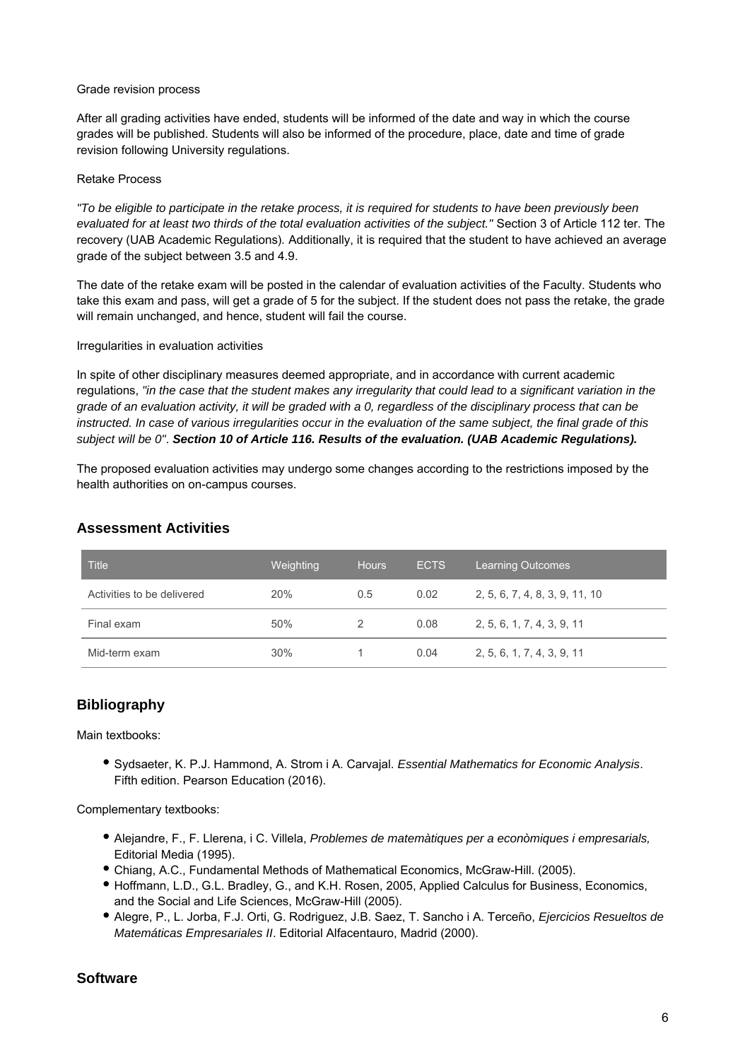Grade revision process

After all grading activities have ended, students will be informed of the date and way in which the course grades will be published. Students will also be informed of the procedure, place, date and time of grade revision following University regulations.

Retake Process

*"To be eligible to participate in the retake process, it is required for students to have been previously been evaluated for at least two thirds of the total evaluation activities of the subject."* Section 3 of Article 112 ter. The recovery (UAB Academic Regulations). Additionally, it is required that the student to have achieved an average grade of the subject between 3.5 and 4.9.

The date of the retake exam will be posted in the calendar of evaluation activities of the Faculty. Students who take this exam and pass, will get a grade of 5 for the subject. If the student does not pass the retake, the grade will remain unchanged, and hence, student will fail the course.

Irregularities in evaluation activities

In spite of other disciplinary measures deemed appropriate, and in accordance with current academic regulations, *"in the case that the student makes any irregularity that could lead to a significant variation in the grade of an evaluation activity, it will be graded with a 0, regardless of the disciplinary process that can be instructed. In case of various irregularities occur in the evaluation of the same subject, the final grade of this subject will be 0"*. ***Section 10 of Article 116. Results of the evaluation. (UAB Academic Regulations).***

The proposed evaluation activities may undergo some changes according to the restrictions imposed by the health authorities on on-campus courses.

## Assessment Activities

| Title | Weighting | Hours | ECTS | Learning Outcomes |
| --- | --- | --- | --- | --- |
| Activities to be delivered | 20% | 0.5 | 0.02 | 2, 5, 6, 7, 4, 8, 3, 9, 11, 10 |
| Final exam | 50% | 2 | 0.08 | 2, 5, 6, 1, 7, 4, 3, 9, 11 |
| Mid-term exam | 30% | 1 | 0.04 | 2, 5, 6, 1, 7, 4, 3, 9, 11 |

## Bibliography

Main textbooks:

- Sydsaeter, K. P.J. Hammond, A. Strom i A. Carvajal. *Essential Mathematics for Economic Analysis*. Fifth edition. Pearson Education (2016).

Complementary textbooks:

- Alejandre, F., F. Llerena, i C. Villela, *Problemes de matemàtiques per a econòmiques i empresarials,* Editorial Media (1995).
- Chiang, A.C., Fundamental Methods of Mathematical Economics, McGraw-Hill. (2005).
- Hoffmann, L.D., G.L. Bradley, G., and K.H. Rosen, 2005, Applied Calculus for Business, Economics, and the Social and Life Sciences, McGraw-Hill (2005).
- Alegre, P., L. Jorba, F.J. Orti, G. Rodriguez, J.B. Saez, T. Sancho i A. Terceño, *Ejercicios Resueltos de Matemáticas Empresariales II*. Editorial Alfacentauro, Madrid (2000).

## Software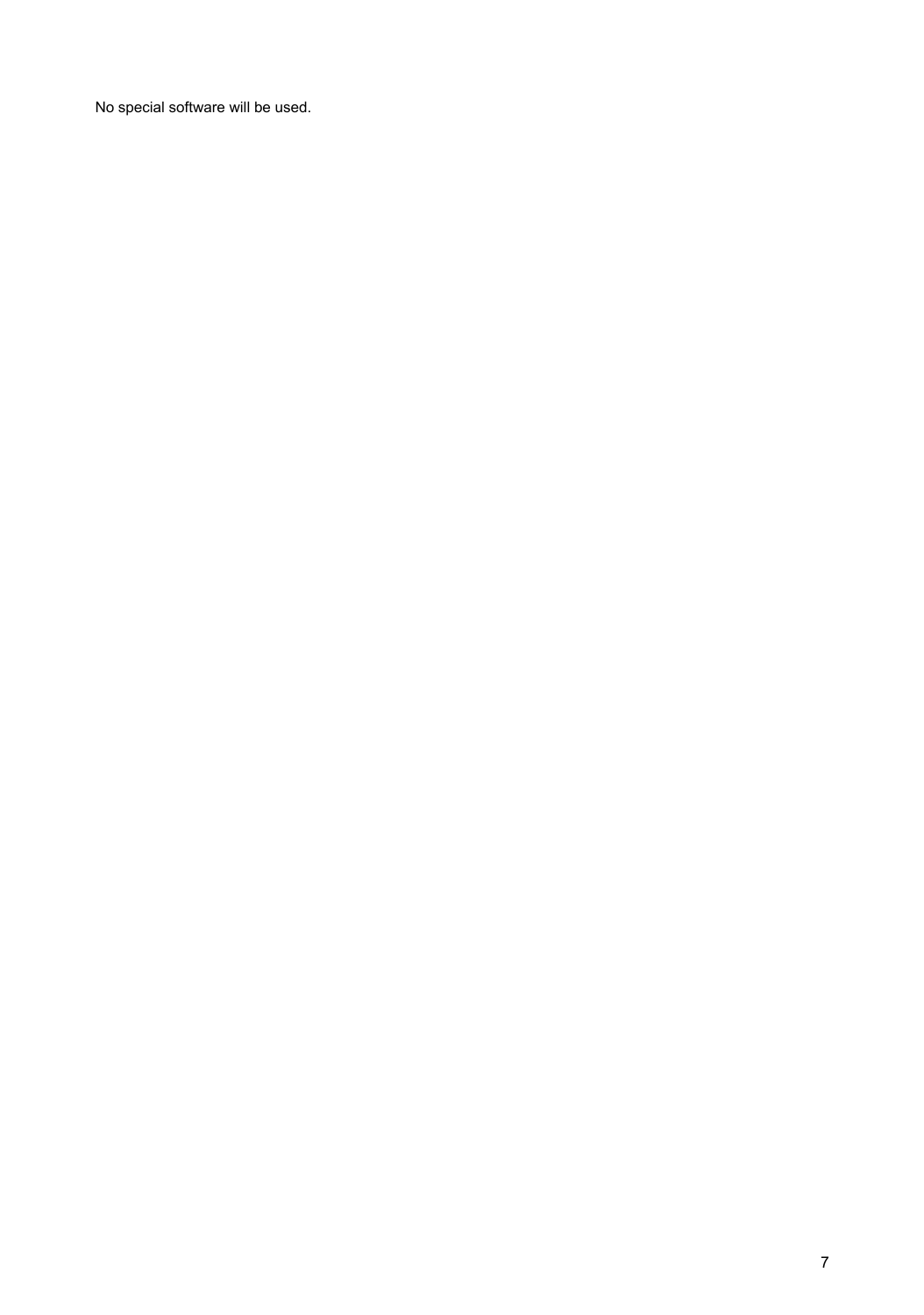No special software will be used.